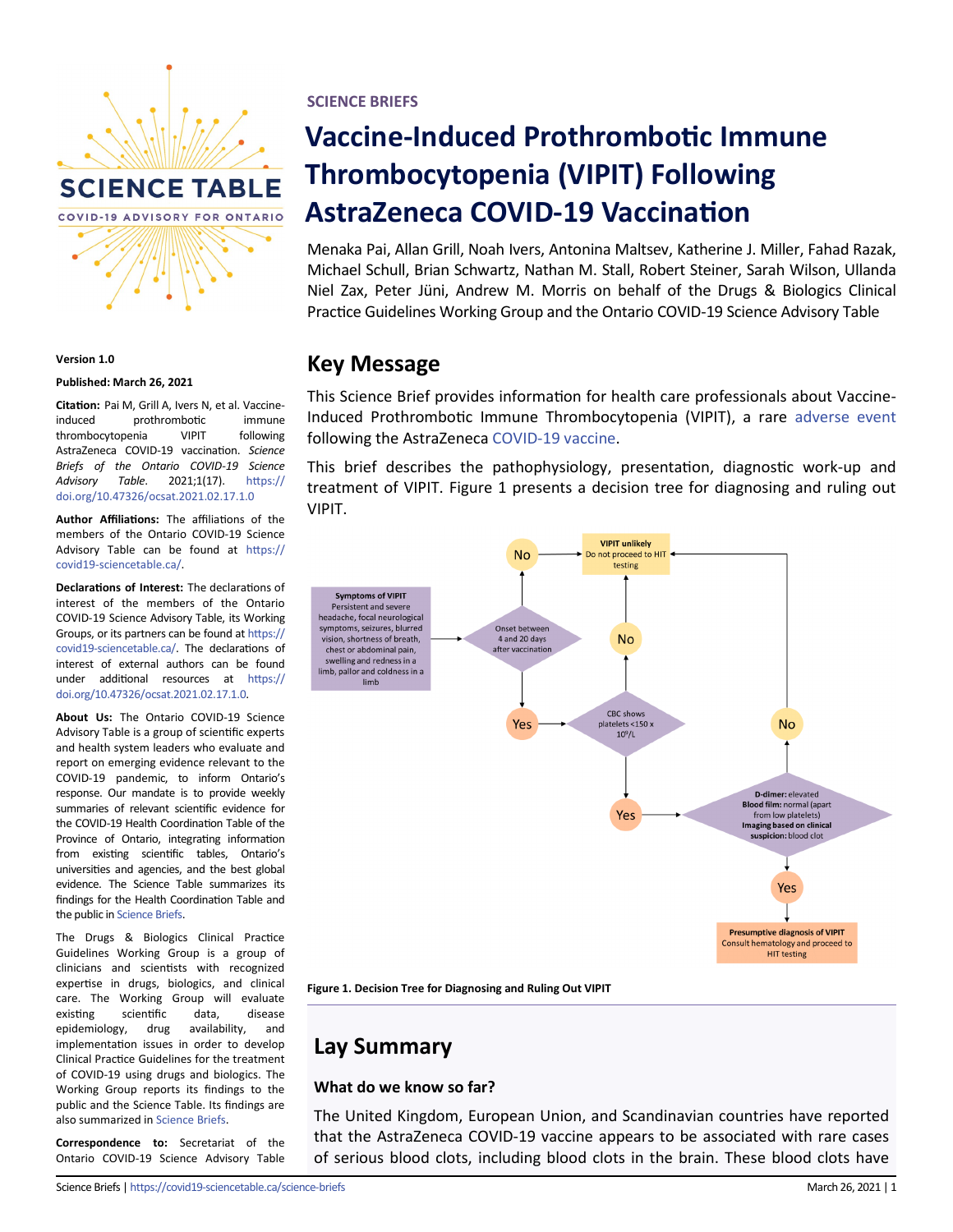SCIENCE BRIEFS

# Vaccine-Induced Prothrombotic Immune Thrombocytopenia (VIPIT) Following AstraZeneca COVID-19 Vaccination

Menaka Pai, Allan Grill, Noah Ivers, Antonina Maltsev, Katherine J. Miller, Fahad Razak, Michael Schull, Brian Schwartz, Nathan M. Stall, Robert Steiner, Sarah Wilson, Ullanda Niel Zax, Peter Jüni, Andrew M. Morris on behalf of the Drugs & Biologics Clinical Practice Guidelines Working Group and the Ontario COVID-19 Science Advisory Table

**Version 1.0**

**Published: March 26, 2021**

**Citation:** Pai M, Grill A, Ivers N, et al. Vaccine-induced prothrombotic immune thrombocytopenia VIPIT following AstraZeneca COVID-19 vaccination. *Science Briefs of the Ontario COVID-19 Science Advisory Table*. 2021;1(17). https://doi.org/10.47326/ocsat.2021.02.17.1.0

**Author Affiliations:** The affiliations of the members of the Ontario COVID-19 Science Advisory Table can be found at https://covid19-sciencetable.ca/.

**Declarations of Interest:** The declarations of interest of the members of the Ontario COVID-19 Science Advisory Table, its Working Groups, or its partners can be found at https://covid19-sciencetable.ca/. The declarations of interest of external authors can be found under additional resources at https://doi.org/10.47326/ocsat.2021.02.17.1.0.

**About Us:** The Ontario COVID-19 Science Advisory Table is a group of scientific experts and health system leaders who evaluate and report on emerging evidence relevant to the COVID-19 pandemic, to inform Ontario's response. Our mandate is to provide weekly summaries of relevant scientific evidence for the COVID-19 Health Coordination Table of the Province of Ontario, integrating information from existing scientific tables, Ontario's universities and agencies, and the best global evidence. The Science Table summarizes its findings for the Health Coordination Table and the public in Science Briefs.

The Drugs & Biologics Clinical Practice Guidelines Working Group is a group of clinicians and scientists with recognized expertise in drugs, biologics, and clinical care. The Working Group will evaluate existing scientific data, disease epidemiology, drug availability, and implementation issues in order to develop Clinical Practice Guidelines for the treatment of COVID-19 using drugs and biologics. The Working Group reports its findings to the public and the Science Table. Its findings are also summarized in Science Briefs.

**Correspondence to:** Secretariat of the Ontario COVID-19 Science Advisory Table

## Key Message

This Science Brief provides information for health care professionals about Vaccine-Induced Prothrombotic Immune Thrombocytopenia (VIPIT), a rare adverse event following the AstraZeneca COVID-19 vaccine.

This brief describes the pathophysiology, presentation, diagnostic work-up and treatment of VIPIT. Figure 1 presents a decision tree for diagnosing and ruling out VIPIT.

**Symptoms of VIPIT:** Persistent and severe headache, focal neurological symptoms, seizures, blurred vision, shortness of breath, chest or abdominal pain, swelling and redness in a limb, pallor and coldness in a limb

- Onset between 4 and 20 days after vaccination?
  - No → **VIPIT unlikely.** Do not proceed to HIT testing
  - Yes → CBC shows platelets $<150 \times 10^9$/L?
    - No → **VIPIT unlikely.** Do not proceed to HIT testing
    - Yes → **D-dimer:** elevated; **Blood film:** normal (apart from low platelets); **Imaging based on clinical suspicion:** blood clot?
      - No → **VIPIT unlikely.** Do not proceed to HIT testing
      - Yes → **Presumptive diagnosis of VIPIT.** Consult hematology and proceed to HIT testing

**Figure 1. Decision Tree for Diagnosing and Ruling Out VIPIT**

## Lay Summary

### What do we know so far?

The United Kingdom, European Union, and Scandinavian countries have reported that the AstraZeneca COVID-19 vaccine appears to be associated with rare cases of serious blood clots, including blood clots in the brain. These blood clots have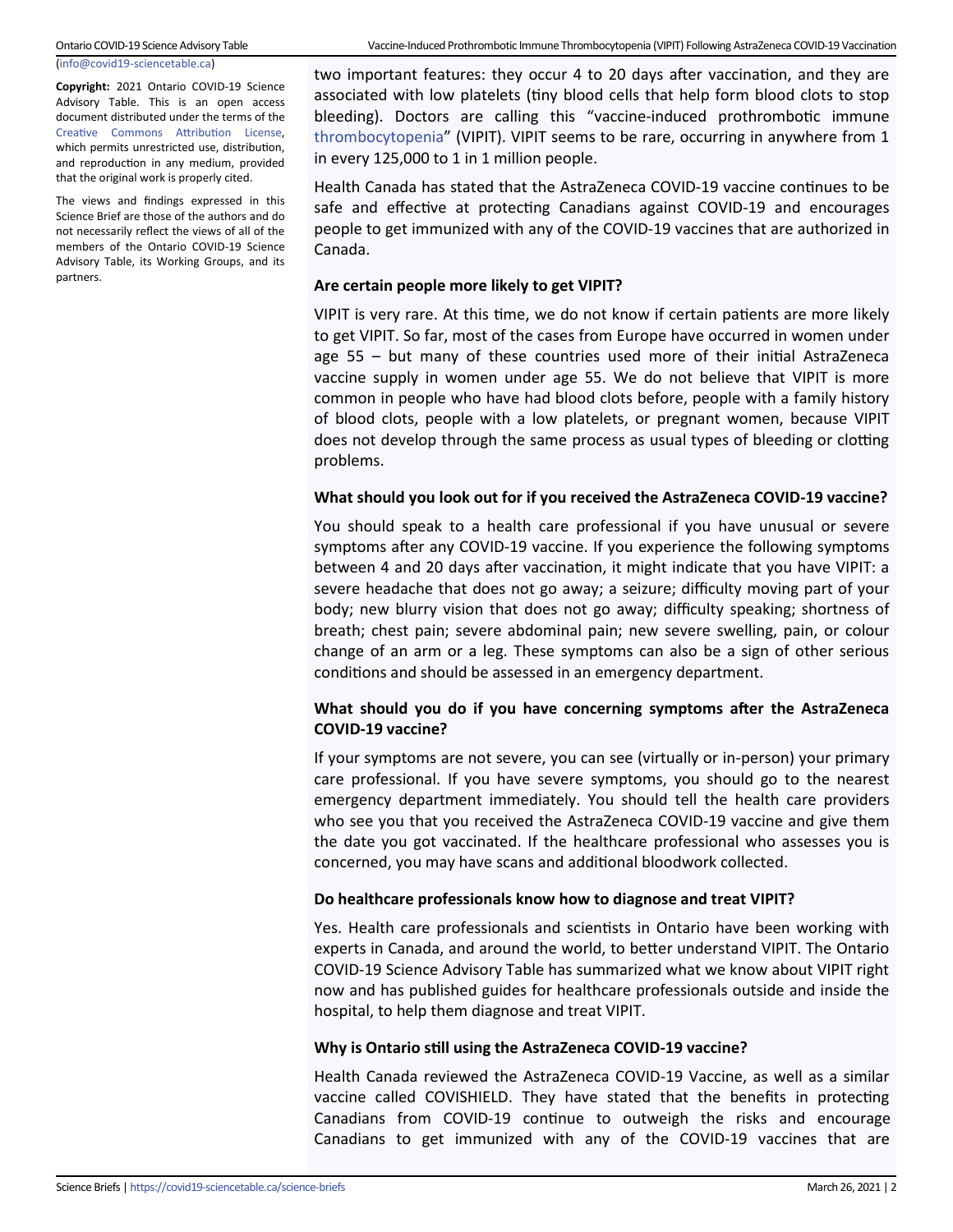(info@covid19-sciencetable.ca)

**Copyright:** 2021 Ontario COVID-19 Science Advisory Table. This is an open access document distributed under the terms of the Creative Commons Attribution License, which permits unrestricted use, distribution, and reproduction in any medium, provided that the original work is properly cited.

The views and findings expressed in this Science Brief are those of the authors and do not necessarily reflect the views of all of the members of the Ontario COVID-19 Science Advisory Table, its Working Groups, and its partners.

two important features: they occur 4 to 20 days after vaccination, and they are associated with low platelets (tiny blood cells that help form blood clots to stop bleeding). Doctors are calling this "vaccine-induced prothrombotic immune thrombocytopenia" (VIPIT). VIPIT seems to be rare, occurring in anywhere from 1 in every 125,000 to 1 in 1 million people.

Health Canada has stated that the AstraZeneca COVID-19 vaccine continues to be safe and effective at protecting Canadians against COVID-19 and encourages people to get immunized with any of the COVID-19 vaccines that are authorized in Canada.

### Are certain people more likely to get VIPIT?

VIPIT is very rare. At this time, we do not know if certain patients are more likely to get VIPIT. So far, most of the cases from Europe have occurred in women under age 55 – but many of these countries used more of their initial AstraZeneca vaccine supply in women under age 55. We do not believe that VIPIT is more common in people who have had blood clots before, people with a family history of blood clots, people with a low platelets, or pregnant women, because VIPIT does not develop through the same process as usual types of bleeding or clotting problems.

### What should you look out for if you received the AstraZeneca COVID-19 vaccine?

You should speak to a health care professional if you have unusual or severe symptoms after any COVID-19 vaccine. If you experience the following symptoms between 4 and 20 days after vaccination, it might indicate that you have VIPIT: a severe headache that does not go away; a seizure; difficulty moving part of your body; new blurry vision that does not go away; difficulty speaking; shortness of breath; chest pain; severe abdominal pain; new severe swelling, pain, or colour change of an arm or a leg. These symptoms can also be a sign of other serious conditions and should be assessed in an emergency department.

### What should you do if you have concerning symptoms after the AstraZeneca COVID-19 vaccine?

If your symptoms are not severe, you can see (virtually or in-person) your primary care professional. If you have severe symptoms, you should go to the nearest emergency department immediately. You should tell the health care providers who see you that you received the AstraZeneca COVID-19 vaccine and give them the date you got vaccinated. If the healthcare professional who assesses you is concerned, you may have scans and additional bloodwork collected.

### Do healthcare professionals know how to diagnose and treat VIPIT?

Yes. Health care professionals and scientists in Ontario have been working with experts in Canada, and around the world, to better understand VIPIT. The Ontario COVID-19 Science Advisory Table has summarized what we know about VIPIT right now and has published guides for healthcare professionals outside and inside the hospital, to help them diagnose and treat VIPIT.

### Why is Ontario still using the AstraZeneca COVID-19 vaccine?

Health Canada reviewed the AstraZeneca COVID-19 Vaccine, as well as a similar vaccine called COVISHIELD. They have stated that the benefits in protecting Canadians from COVID-19 continue to outweigh the risks and encourage Canadians to get immunized with any of the COVID-19 vaccines that are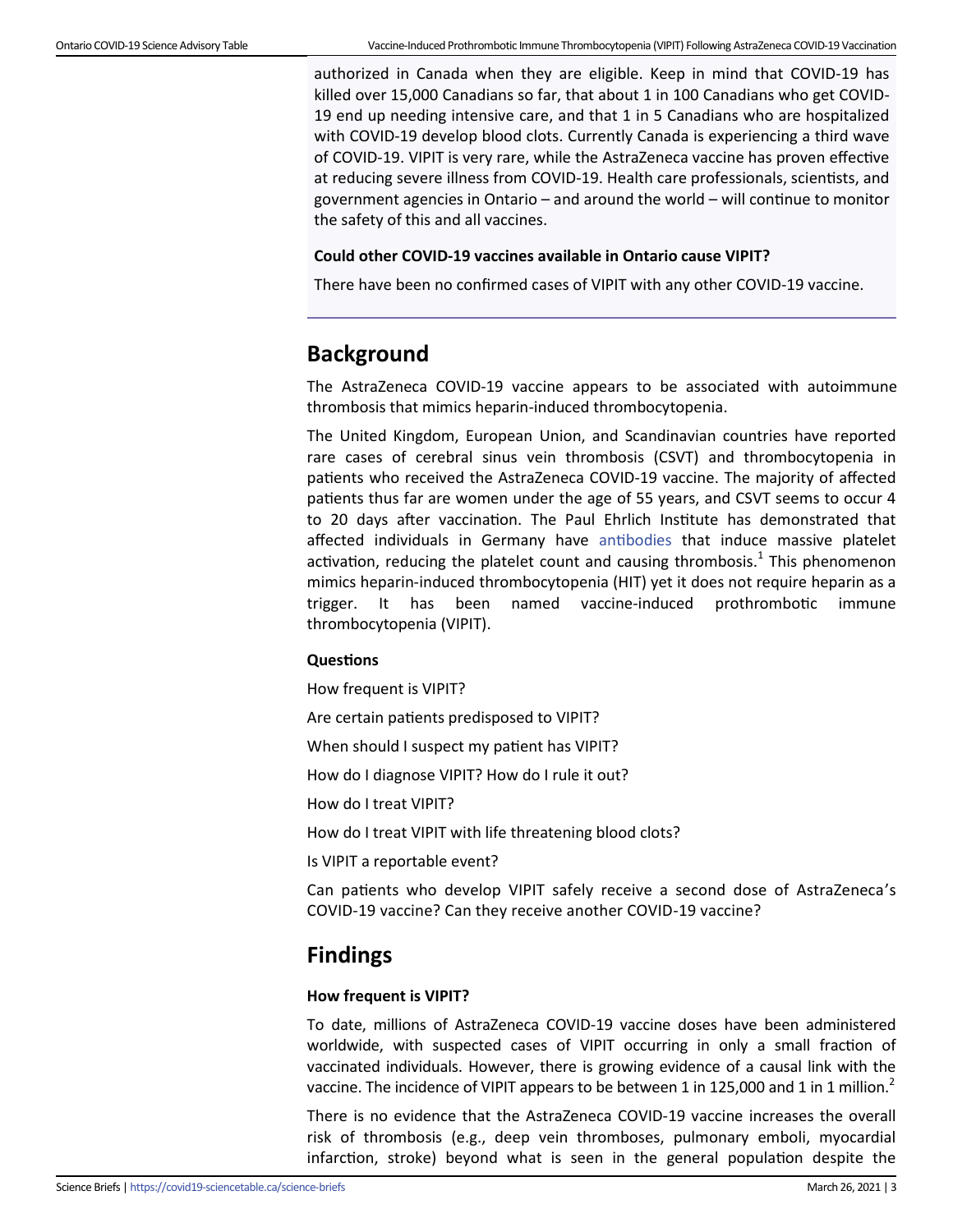authorized in Canada when they are eligible. Keep in mind that COVID-19 has killed over 15,000 Canadians so far, that about 1 in 100 Canadians who get COVID-19 end up needing intensive care, and that 1 in 5 Canadians who are hospitalized with COVID-19 develop blood clots. Currently Canada is experiencing a third wave of COVID-19. VIPIT is very rare, while the AstraZeneca vaccine has proven effective at reducing severe illness from COVID-19. Health care professionals, scientists, and government agencies in Ontario – and around the world – will continue to monitor the safety of this and all vaccines.

**Could other COVID-19 vaccines available in Ontario cause VIPIT?**

There have been no confirmed cases of VIPIT with any other COVID-19 vaccine.

## Background

The AstraZeneca COVID-19 vaccine appears to be associated with autoimmune thrombosis that mimics heparin-induced thrombocytopenia.

The United Kingdom, European Union, and Scandinavian countries have reported rare cases of cerebral sinus vein thrombosis (CSVT) and thrombocytopenia in patients who received the AstraZeneca COVID-19 vaccine. The majority of affected patients thus far are women under the age of 55 years, and CSVT seems to occur 4 to 20 days after vaccination. The Paul Ehrlich Institute has demonstrated that affected individuals in Germany have antibodies that induce massive platelet activation, reducing the platelet count and causing thrombosis.[1] This phenomenon mimics heparin-induced thrombocytopenia (HIT) yet it does not require heparin as a trigger. It has been named vaccine-induced prothrombotic immune thrombocytopenia (VIPIT).

**Questions**

How frequent is VIPIT?

Are certain patients predisposed to VIPIT?

When should I suspect my patient has VIPIT?

How do I diagnose VIPIT? How do I rule it out?

How do I treat VIPIT?

How do I treat VIPIT with life threatening blood clots?

Is VIPIT a reportable event?

Can patients who develop VIPIT safely receive a second dose of AstraZeneca's COVID-19 vaccine? Can they receive another COVID-19 vaccine?

## Findings

**How frequent is VIPIT?**

To date, millions of AstraZeneca COVID-19 vaccine doses have been administered worldwide, with suspected cases of VIPIT occurring in only a small fraction of vaccinated individuals. However, there is growing evidence of a causal link with the vaccine. The incidence of VIPIT appears to be between 1 in 125,000 and 1 in 1 million.[2]

There is no evidence that the AstraZeneca COVID-19 vaccine increases the overall risk of thrombosis (e.g., deep vein thromboses, pulmonary emboli, myocardial infarction, stroke) beyond what is seen in the general population despite the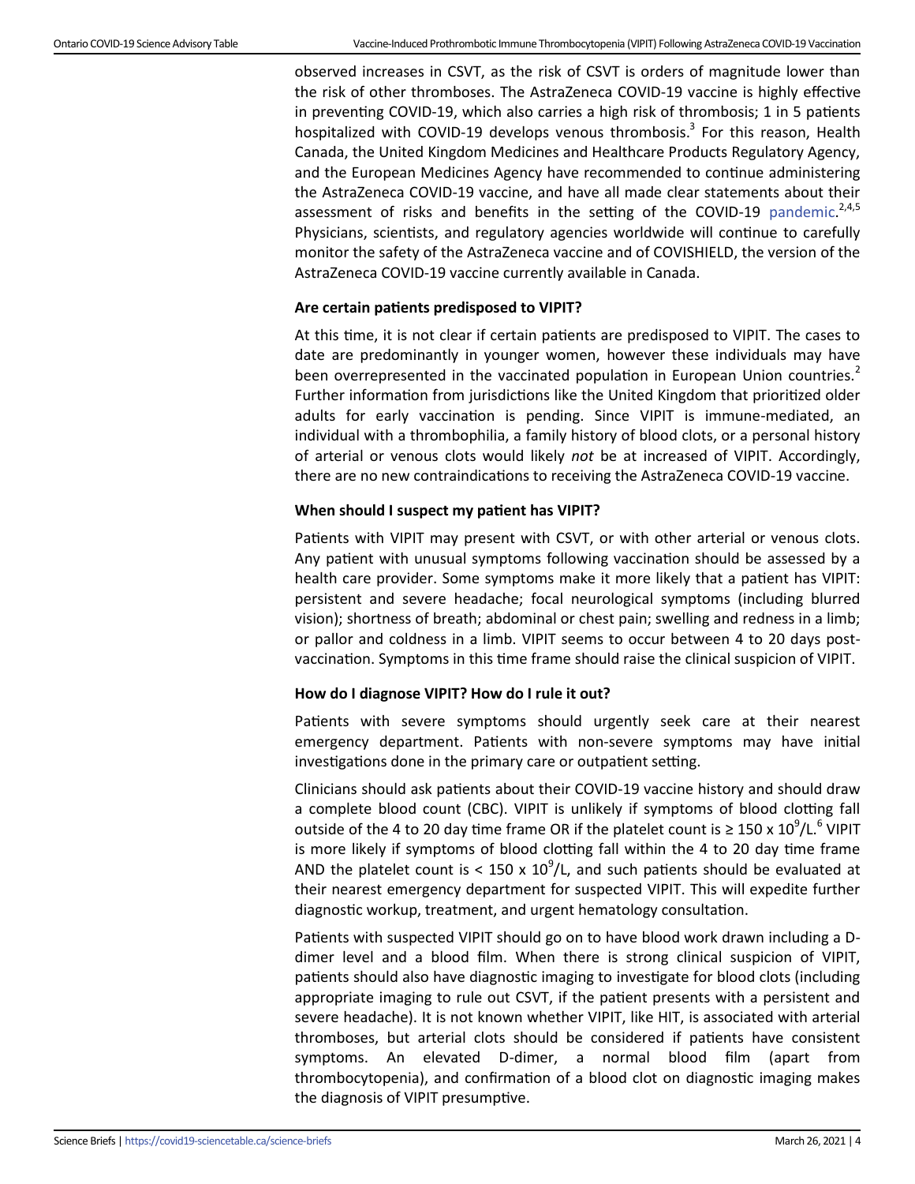observed increases in CSVT, as the risk of CSVT is orders of magnitude lower than the risk of other thromboses. The AstraZeneca COVID-19 vaccine is highly effective in preventing COVID-19, which also carries a high risk of thrombosis; 1 in 5 patients hospitalized with COVID-19 develops venous thrombosis.[3] For this reason, Health Canada, the United Kingdom Medicines and Healthcare Products Regulatory Agency, and the European Medicines Agency have recommended to continue administering the AstraZeneca COVID-19 vaccine, and have all made clear statements about their assessment of risks and benefits in the setting of the COVID-19 pandemic.[2,4,5] Physicians, scientists, and regulatory agencies worldwide will continue to carefully monitor the safety of the AstraZeneca vaccine and of COVISHIELD, the version of the AstraZeneca COVID-19 vaccine currently available in Canada.

### Are certain patients predisposed to VIPIT?

At this time, it is not clear if certain patients are predisposed to VIPIT. The cases to date are predominantly in younger women, however these individuals may have been overrepresented in the vaccinated population in European Union countries.[2] Further information from jurisdictions like the United Kingdom that prioritized older adults for early vaccination is pending. Since VIPIT is immune-mediated, an individual with a thrombophilia, a family history of blood clots, or a personal history of arterial or venous clots would likely *not* be at increased of VIPIT. Accordingly, there are no new contraindications to receiving the AstraZeneca COVID-19 vaccine.

### When should I suspect my patient has VIPIT?

Patients with VIPIT may present with CSVT, or with other arterial or venous clots. Any patient with unusual symptoms following vaccination should be assessed by a health care provider. Some symptoms make it more likely that a patient has VIPIT: persistent and severe headache; focal neurological symptoms (including blurred vision); shortness of breath; abdominal or chest pain; swelling and redness in a limb; or pallor and coldness in a limb. VIPIT seems to occur between 4 to 20 days post-vaccination. Symptoms in this time frame should raise the clinical suspicion of VIPIT.

### How do I diagnose VIPIT? How do I rule it out?

Patients with severe symptoms should urgently seek care at their nearest emergency department. Patients with non-severe symptoms may have initial investigations done in the primary care or outpatient setting.

Clinicians should ask patients about their COVID-19 vaccine history and should draw a complete blood count (CBC). VIPIT is unlikely if symptoms of blood clotting fall outside of the 4 to 20 day time frame OR if the platelet count is $\geq 150 \times 10^9$/L.[6] VIPIT is more likely if symptoms of blood clotting fall within the 4 to 20 day time frame AND the platelet count is $< 150 \times 10^9$/L, and such patients should be evaluated at their nearest emergency department for suspected VIPIT. This will expedite further diagnostic workup, treatment, and urgent hematology consultation.

Patients with suspected VIPIT should go on to have blood work drawn including a D-dimer level and a blood film. When there is strong clinical suspicion of VIPIT, patients should also have diagnostic imaging to investigate for blood clots (including appropriate imaging to rule out CSVT, if the patient presents with a persistent and severe headache). It is not known whether VIPIT, like HIT, is associated with arterial thromboses, but arterial clots should be considered if patients have consistent symptoms. An elevated D-dimer, a normal blood film (apart from thrombocytopenia), and confirmation of a blood clot on diagnostic imaging makes the diagnosis of VIPIT presumptive.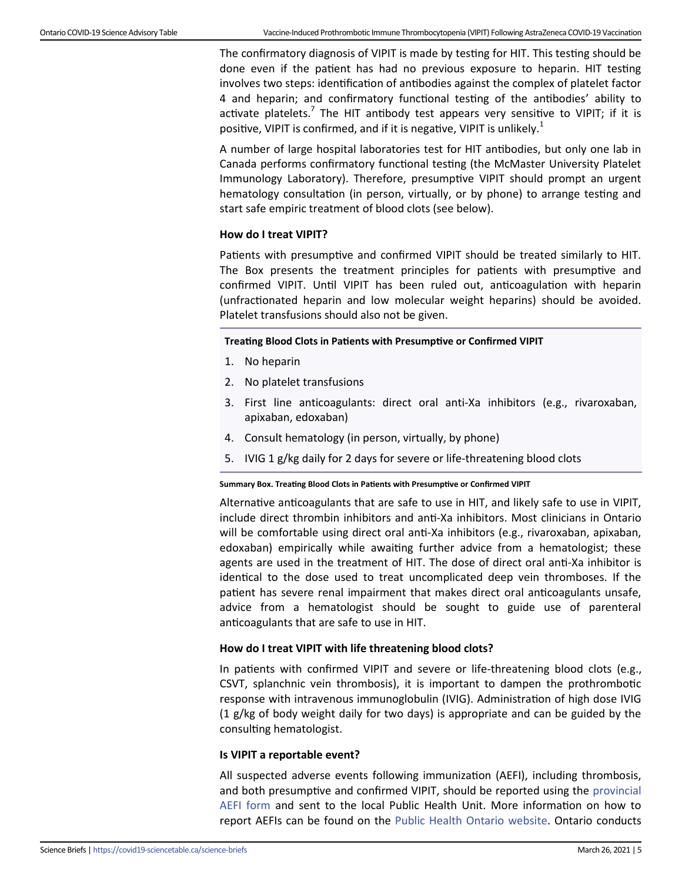The confirmatory diagnosis of VIPIT is made by testing for HIT. This testing should be done even if the patient has had no previous exposure to heparin. HIT testing involves two steps: identification of antibodies against the complex of platelet factor 4 and heparin; and confirmatory functional testing of the antibodies' ability to activate platelets.[7] The HIT antibody test appears very sensitive to VIPIT; if it is positive, VIPIT is confirmed, and if it is negative, VIPIT is unlikely.[1]

A number of large hospital laboratories test for HIT antibodies, but only one lab in Canada performs confirmatory functional testing (the McMaster University Platelet Immunology Laboratory). Therefore, presumptive VIPIT should prompt an urgent hematology consultation (in person, virtually, or by phone) to arrange testing and start safe empiric treatment of blood clots (see below).

### How do I treat VIPIT?

Patients with presumptive and confirmed VIPIT should be treated similarly to HIT. The Box presents the treatment principles for patients with presumptive and confirmed VIPIT. Until VIPIT has been ruled out, anticoagulation with heparin (unfractionated heparin and low molecular weight heparins) should be avoided. Platelet transfusions should also not be given.

**Treating Blood Clots in Patients with Presumptive or Confirmed VIPIT**

1. No heparin
2. No platelet transfusions
3. First line anticoagulants: direct oral anti-Xa inhibitors (e.g., rivaroxaban, apixaban, edoxaban)
4. Consult hematology (in person, virtually, by phone)
5. IVIG 1 g/kg daily for 2 days for severe or life-threatening blood clots

**Summary Box. Treating Blood Clots in Patients with Presumptive or Confirmed VIPIT**

Alternative anticoagulants that are safe to use in HIT, and likely safe to use in VIPIT, include direct thrombin inhibitors and anti-Xa inhibitors. Most clinicians in Ontario will be comfortable using direct oral anti-Xa inhibitors (e.g., rivaroxaban, apixaban, edoxaban) empirically while awaiting further advice from a hematologist; these agents are used in the treatment of HIT. The dose of direct oral anti-Xa inhibitor is identical to the dose used to treat uncomplicated deep vein thromboses. If the patient has severe renal impairment that makes direct oral anticoagulants unsafe, advice from a hematologist should be sought to guide use of parenteral anticoagulants that are safe to use in HIT.

### How do I treat VIPIT with life threatening blood clots?

In patients with confirmed VIPIT and severe or life-threatening blood clots (e.g., CSVT, splanchnic vein thrombosis), it is important to dampen the prothrombotic response with intravenous immunoglobulin (IVIG). Administration of high dose IVIG (1 g/kg of body weight daily for two days) is appropriate and can be guided by the consulting hematologist.

### Is VIPIT a reportable event?

All suspected adverse events following immunization (AEFI), including thrombosis, and both presumptive and confirmed VIPIT, should be reported using the provincial AEFI form and sent to the local Public Health Unit. More information on how to report AEFIs can be found on the Public Health Ontario website. Ontario conducts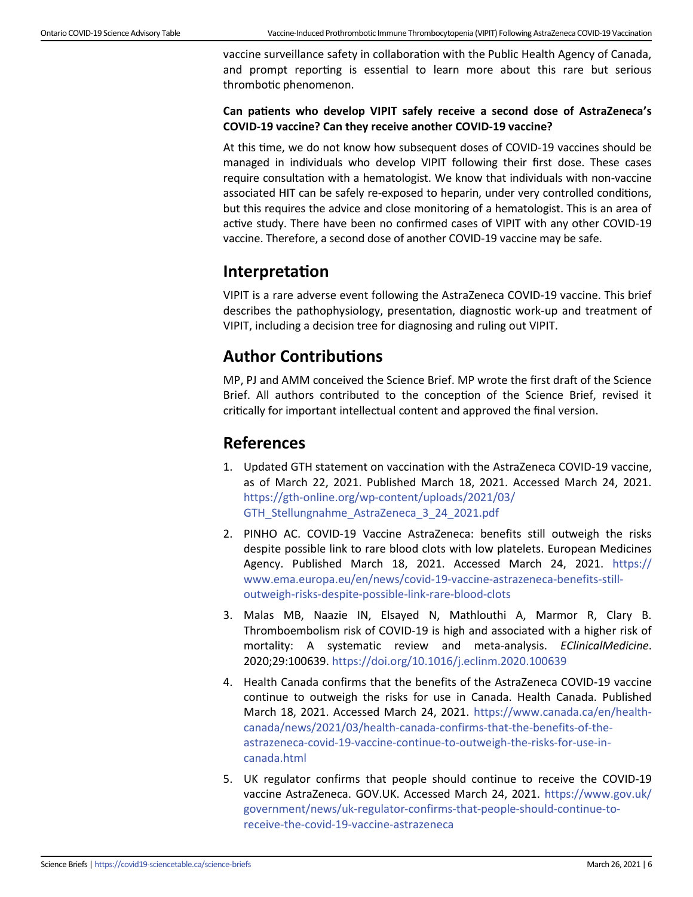vaccine surveillance safety in collaboration with the Public Health Agency of Canada, and prompt reporting is essential to learn more about this rare but serious thrombotic phenomenon.

**Can patients who develop VIPIT safely receive a second dose of AstraZeneca's COVID-19 vaccine? Can they receive another COVID-19 vaccine?**

At this time, we do not know how subsequent doses of COVID-19 vaccines should be managed in individuals who develop VIPIT following their first dose. These cases require consultation with a hematologist. We know that individuals with non-vaccine associated HIT can be safely re-exposed to heparin, under very controlled conditions, but this requires the advice and close monitoring of a hematologist. This is an area of active study. There have been no confirmed cases of VIPIT with any other COVID-19 vaccine. Therefore, a second dose of another COVID-19 vaccine may be safe.

## Interpretation

VIPIT is a rare adverse event following the AstraZeneca COVID-19 vaccine. This brief describes the pathophysiology, presentation, diagnostic work-up and treatment of VIPIT, including a decision tree for diagnosing and ruling out VIPIT.

## Author Contributions

MP, PJ and AMM conceived the Science Brief. MP wrote the first draft of the Science Brief. All authors contributed to the conception of the Science Brief, revised it critically for important intellectual content and approved the final version.

## References

1. Updated GTH statement on vaccination with the AstraZeneca COVID-19 vaccine, as of March 22, 2021. Published March 18, 2021. Accessed March 24, 2021. https://gth-online.org/wp-content/uploads/2021/03/GTH_Stellungnahme_AstraZeneca_3_24_2021.pdf
2. PINHO AC. COVID-19 Vaccine AstraZeneca: benefits still outweigh the risks despite possible link to rare blood clots with low platelets. European Medicines Agency. Published March 18, 2021. Accessed March 24, 2021. https://www.ema.europa.eu/en/news/covid-19-vaccine-astrazeneca-benefits-still-outweigh-risks-despite-possible-link-rare-blood-clots
3. Malas MB, Naazie IN, Elsayed N, Mathlouthi A, Marmor R, Clary B. Thromboembolism risk of COVID-19 is high and associated with a higher risk of mortality: A systematic review and meta-analysis. *EClinicalMedicine*. 2020;29:100639. https://doi.org/10.1016/j.eclinm.2020.100639
4. Health Canada confirms that the benefits of the AstraZeneca COVID-19 vaccine continue to outweigh the risks for use in Canada. Health Canada. Published March 18, 2021. Accessed March 24, 2021. https://www.canada.ca/en/health-canada/news/2021/03/health-canada-confirms-that-the-benefits-of-the-astrazeneca-covid-19-vaccine-continue-to-outweigh-the-risks-for-use-in-canada.html
5. UK regulator confirms that people should continue to receive the COVID-19 vaccine AstraZeneca. GOV.UK. Accessed March 24, 2021. https://www.gov.uk/government/news/uk-regulator-confirms-that-people-should-continue-to-receive-the-covid-19-vaccine-astrazeneca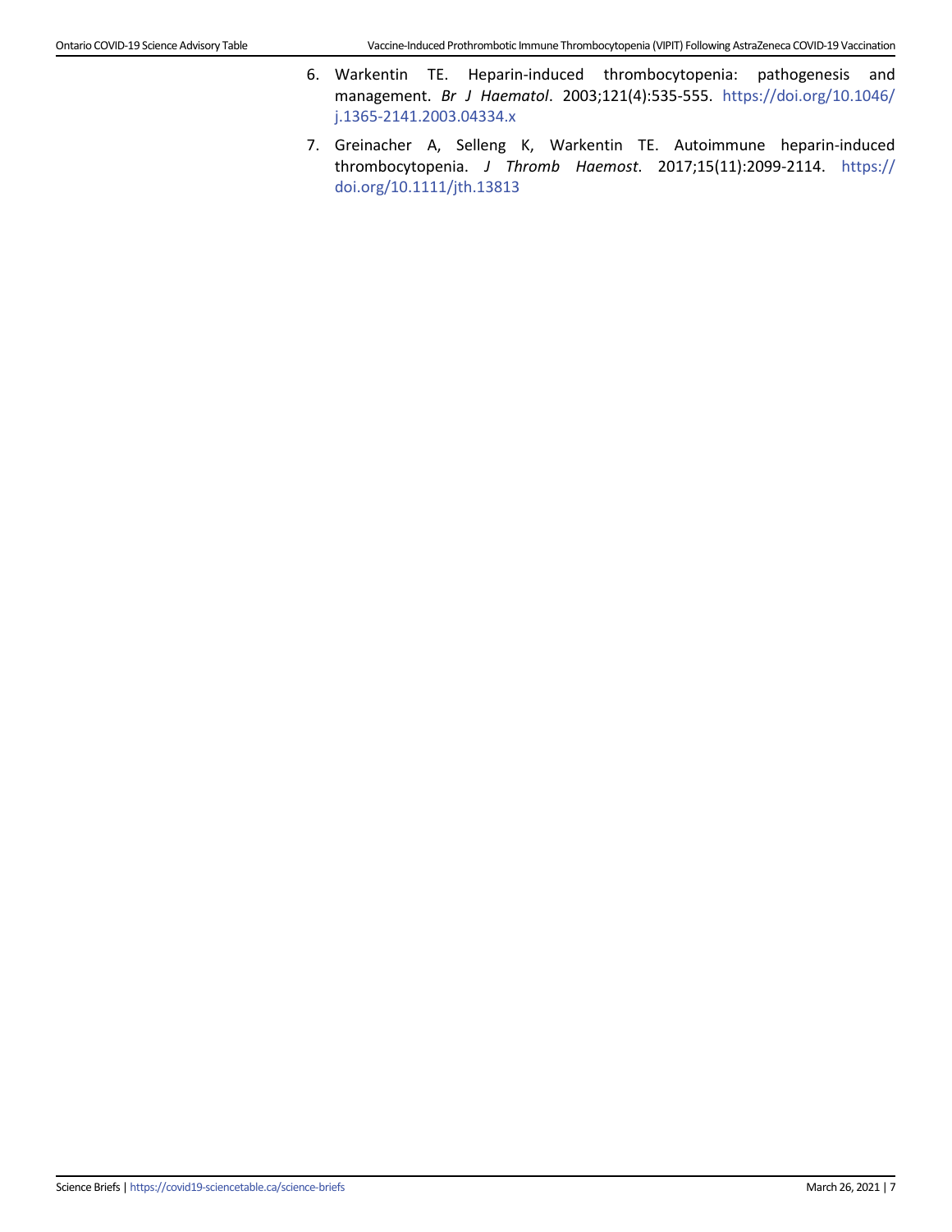6. Warkentin TE. Heparin-induced thrombocytopenia: pathogenesis and management. *Br J Haematol*. 2003;121(4):535-555. https://doi.org/10.1046/j.1365-2141.2003.04334.x

7. Greinacher A, Selleng K, Warkentin TE. Autoimmune heparin-induced thrombocytopenia. *J Thromb Haemost*. 2017;15(11):2099-2114. https://doi.org/10.1111/jth.13813